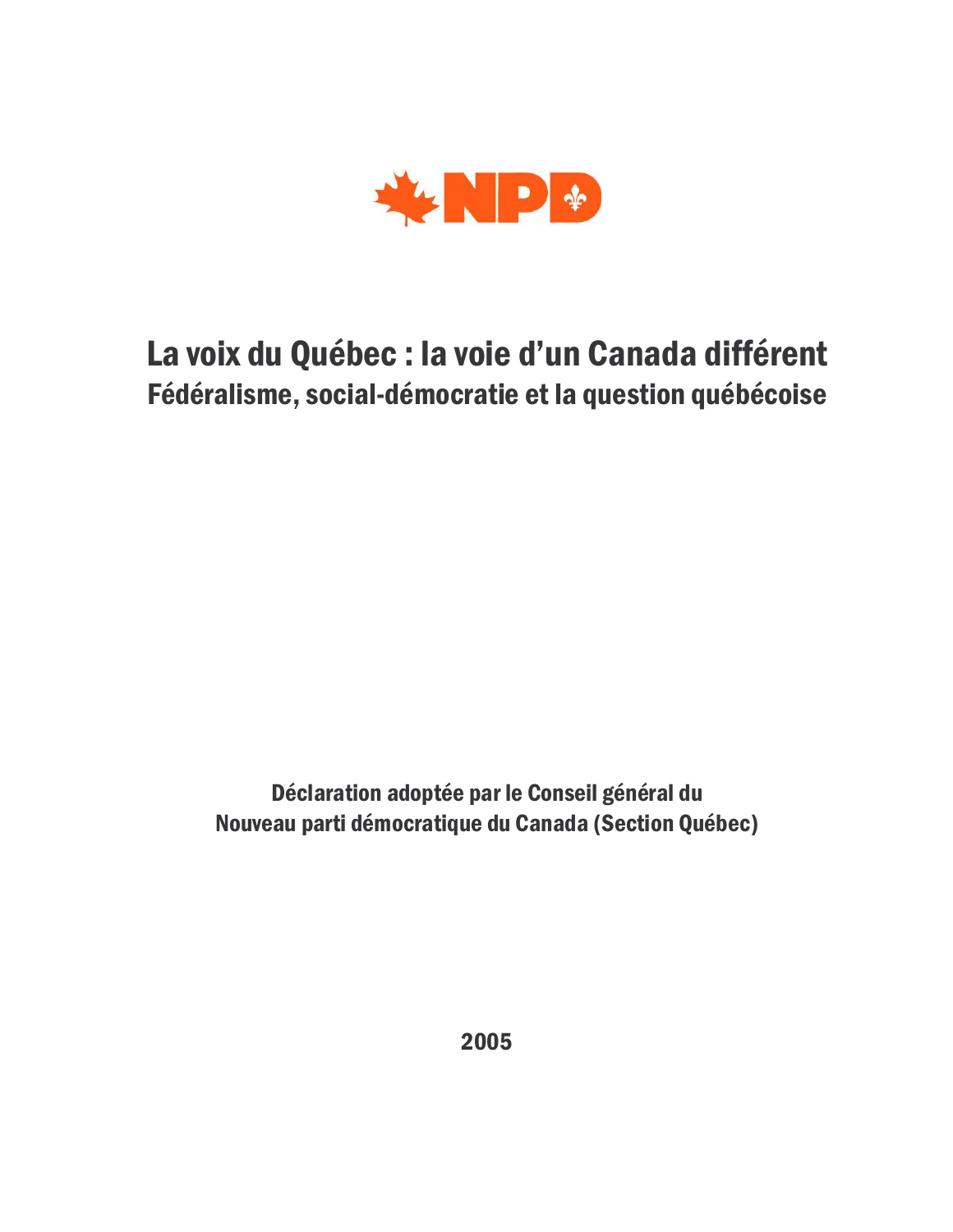NPD

# La voix du Québec : la voie d'un Canada différent

## Fédéralisme, social-démocratie et la question québécoise

**Déclaration adoptée par le Conseil général du Nouveau parti démocratique du Canada (Section Québec)**

**2005**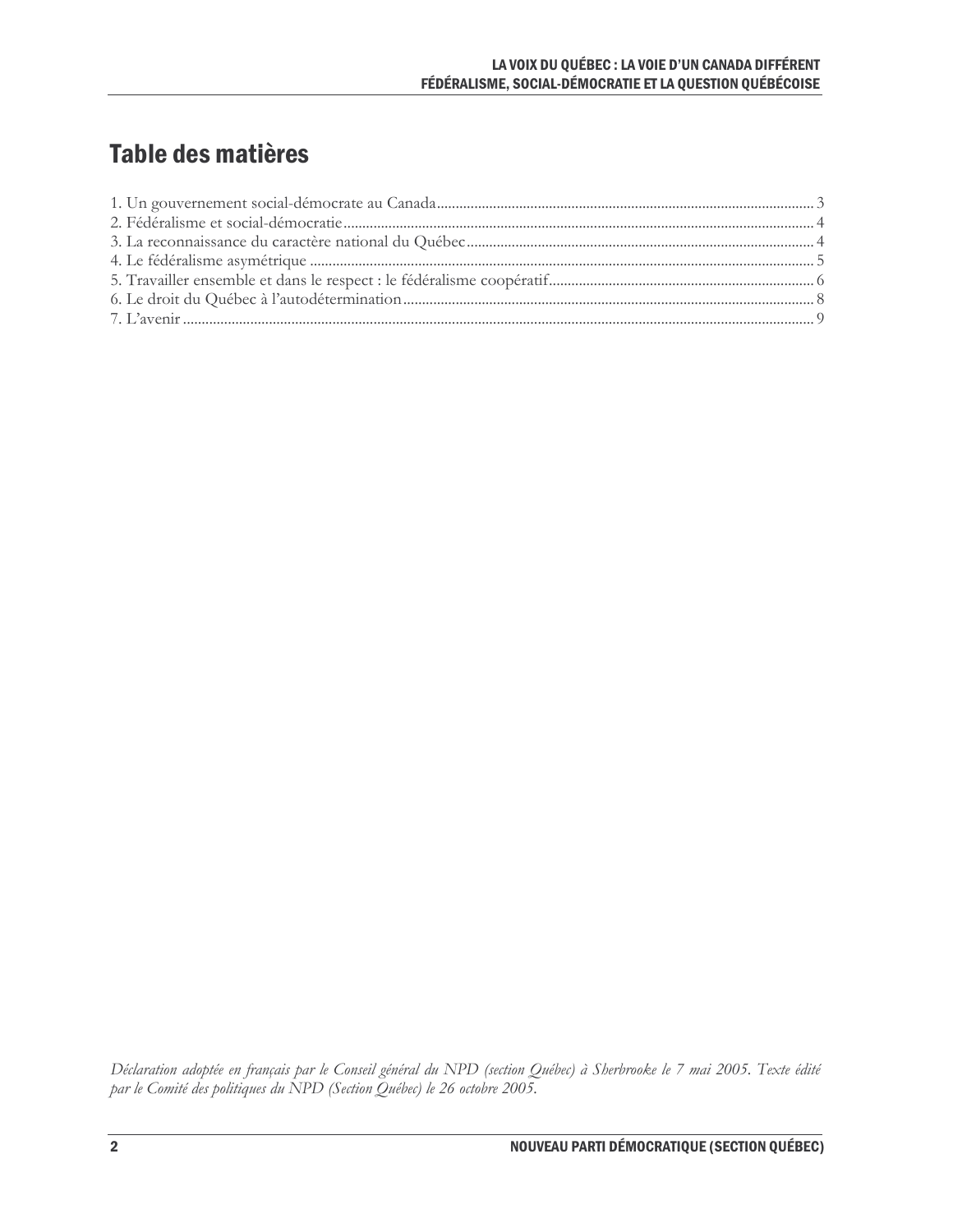# Table des matières

1. Un gouvernement social-démocrate au Canada .......... 3
2. Fédéralisme et social-démocratie .......... 4
3. La reconnaissance du caractère national du Québec .......... 4
4. Le fédéralisme asymétrique .......... 5
5. Travailler ensemble et dans le respect : le fédéralisme coopératif .......... 6
6. Le droit du Québec à l'autodétermination .......... 8
7. L'avenir .......... 9

*Déclaration adoptée en français par le Conseil général du NPD (section Québec) à Sherbrooke le 7 mai 2005. Texte édité par le Comité des politiques du NPD (Section Québec) le 26 octobre 2005.*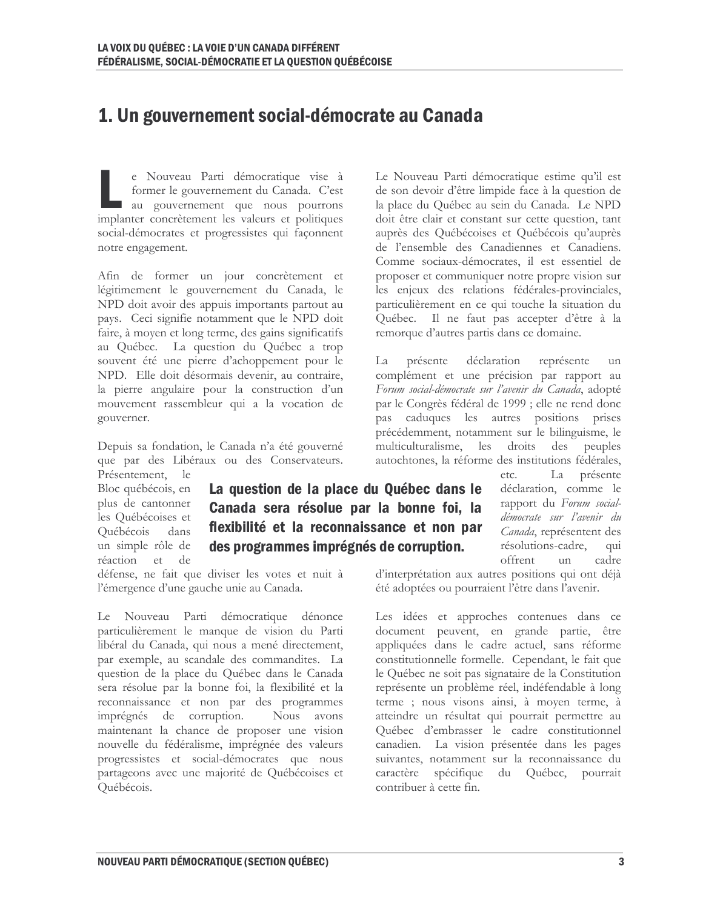// Page 3 of document 61b294a4cc5e

# 1. Un gouvernement social-démocrate au Canada

Le Nouveau Parti démocratique vise à former le gouvernement du Canada. C'est au gouvernement que nous pourrons implanter concrètement les valeurs et politiques social-démocrates et progressistes qui façonnent notre engagement.

Afin de former un jour concrètement et légitimement le gouvernement du Canada, le NPD doit avoir des appuis importants partout au pays. Ceci signifie notamment que le NPD doit faire, à moyen et long terme, des gains significatifs au Québec. La question du Québec a trop souvent été une pierre d'achoppement pour le NPD. Elle doit désormais devenir, au contraire, la pierre angulaire pour la construction d'un mouvement rassembleur qui a la vocation de gouverner.

Depuis sa fondation, le Canada n'a été gouverné que par des Libéraux ou des Conservateurs. Présentement, le Bloc québécois, en plus de cantonner les Québécoises et Québécois dans un simple rôle de réaction et de défense, ne fait que diviser les votes et nuit à l'émergence d'une gauche unie au Canada.

Le Nouveau Parti démocratique dénonce particulièrement le manque de vision du Parti libéral du Canada, qui nous a mené directement, par exemple, au scandale des commandites. La question de la place du Québec dans le Canada sera résolue par la bonne foi, la flexibilité et la reconnaissance et non par des programmes imprégnés de corruption. Nous avons maintenant la chance de proposer une vision nouvelle du fédéralisme, imprégnée des valeurs progressistes et social-démocrates que nous partageons avec une majorité de Québécoises et Québécois.

**La question de la place du Québec dans le Canada sera résolue par la bonne foi, la flexibilité et la reconnaissance et non par des programmes imprégnés de corruption.**

Le Nouveau Parti démocratique estime qu'il est de son devoir d'être limpide face à la question de la place du Québec au sein du Canada. Le NPD doit être clair et constant sur cette question, tant auprès des Québécoises et Québécois qu'auprès de l'ensemble des Canadiennes et Canadiens. Comme sociaux-démocrates, il est essentiel de proposer et communiquer notre propre vision sur les enjeux des relations fédérales-provinciales, particulièrement en ce qui touche la situation du Québec. Il ne faut pas accepter d'être à la remorque d'autres partis dans ce domaine.

La présente déclaration représente un complément et une précision par rapport au *Forum social-démocrate sur l'avenir du Canada*, adopté par le Congrès fédéral de 1999 ; elle ne rend donc pas caduques les autres positions prises précédemment, notamment sur le bilinguisme, le multiculturalisme, les droits des peuples autochtones, la réforme des institutions fédérales, etc. La présente déclaration, comme le rapport du *Forum social-démocrate sur l'avenir du Canada*, représentent des résolutions-cadre, qui offrent un cadre d'interprétation aux autres positions qui ont déjà été adoptées ou pourraient l'être dans l'avenir.

Les idées et approches contenues dans ce document peuvent, en grande partie, être appliquées dans le cadre actuel, sans réforme constitutionnelle formelle. Cependant, le fait que le Québec ne soit pas signataire de la Constitution représente un problème réel, indéfendable à long terme ; nous visons ainsi, à moyen terme, à atteindre un résultat qui pourrait permettre au Québec d'embrasser le cadre constitutionnel canadien. La vision présentée dans les pages suivantes, notamment sur la reconnaissance du caractère spécifique du Québec, pourrait contribuer à cette fin.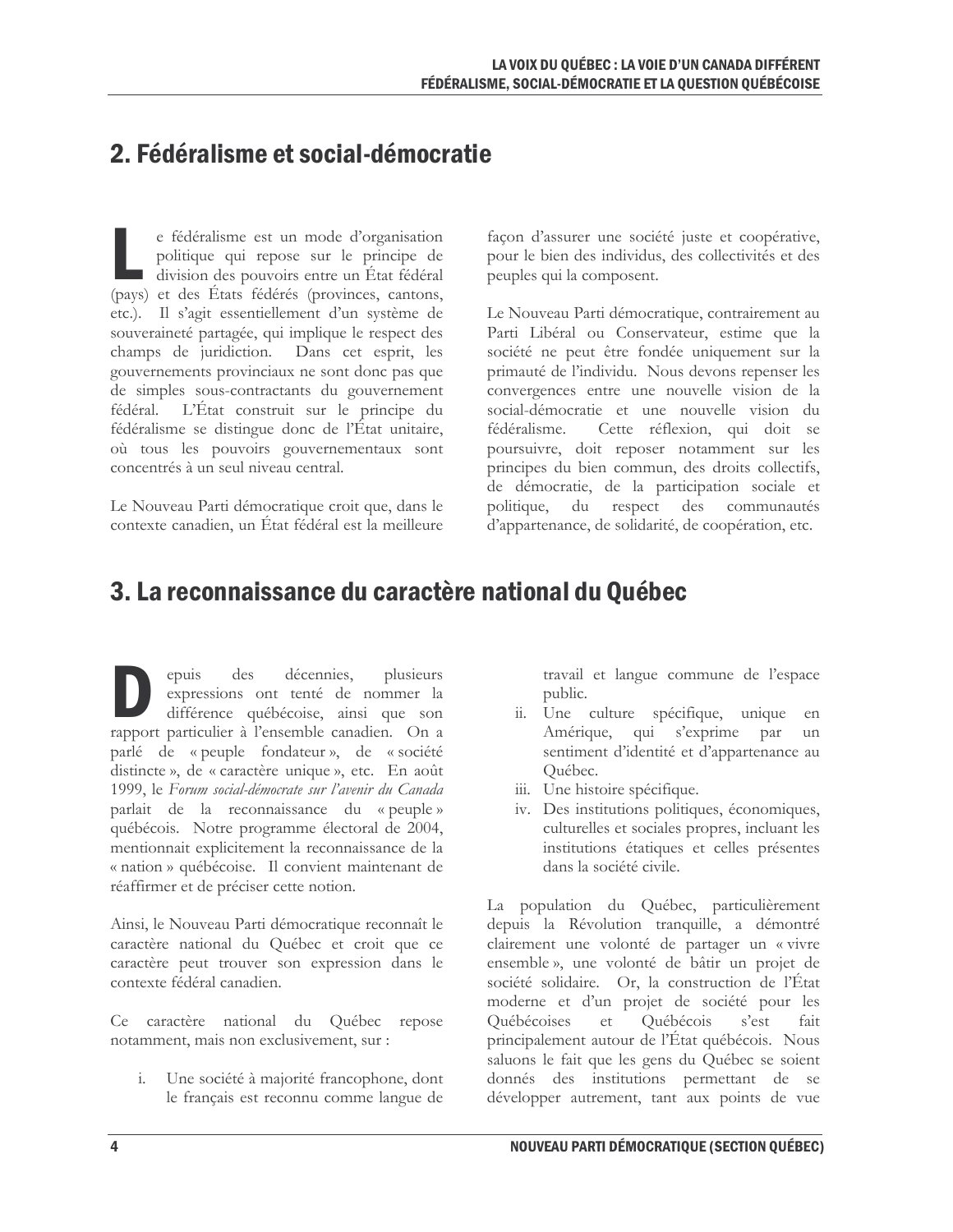## 2. Fédéralisme et social-démocratie

Le fédéralisme est un mode d'organisation politique qui repose sur le principe de division des pouvoirs entre un État fédéral (pays) et des États fédérés (provinces, cantons, etc.). Il s'agit essentiellement d'un système de souveraineté partagée, qui implique le respect des champs de juridiction. Dans cet esprit, les gouvernements provinciaux ne sont donc pas que de simples sous-contractants du gouvernement fédéral. L'État construit sur le principe du fédéralisme se distingue donc de l'État unitaire, où tous les pouvoirs gouvernementaux sont concentrés à un seul niveau central.

Le Nouveau Parti démocratique croit que, dans le contexte canadien, un État fédéral est la meilleure façon d'assurer une société juste et coopérative, pour le bien des individus, des collectivités et des peuples qui la composent.

Le Nouveau Parti démocratique, contrairement au Parti Libéral ou Conservateur, estime que la société ne peut être fondée uniquement sur la primauté de l'individu. Nous devons repenser les convergences entre une nouvelle vision de la social-démocratie et une nouvelle vision du fédéralisme. Cette réflexion, qui doit se poursuivre, doit reposer notamment sur les principes du bien commun, des droits collectifs, de démocratie, de la participation sociale et politique, du respect des communautés d'appartenance, de solidarité, de coopération, etc.

## 3. La reconnaissance du caractère national du Québec

Depuis des décennies, plusieurs expressions ont tenté de nommer la différence québécoise, ainsi que son rapport particulier à l'ensemble canadien. On a parlé de « peuple fondateur », de « société distincte », de « caractère unique », etc. En août 1999, le *Forum social-démocrate sur l'avenir du Canada* parlait de la reconnaissance du « peuple » québécois. Notre programme électoral de 2004, mentionnait explicitement la reconnaissance de la « nation » québécoise. Il convient maintenant de réaffirmer et de préciser cette notion.

Ainsi, le Nouveau Parti démocratique reconnaît le caractère national du Québec et croit que ce caractère peut trouver son expression dans le contexte fédéral canadien.

Ce caractère national du Québec repose notamment, mais non exclusivement, sur :

i. Une société à majorité francophone, dont le français est reconnu comme langue de travail et langue commune de l'espace public.
ii. Une culture spécifique, unique en Amérique, qui s'exprime par un sentiment d'identité et d'appartenance au Québec.
iii. Une histoire spécifique.
iv. Des institutions politiques, économiques, culturelles et sociales propres, incluant les institutions étatiques et celles présentes dans la société civile.

La population du Québec, particulièrement depuis la Révolution tranquille, a démontré clairement une volonté de partager un « vivre ensemble », une volonté de bâtir un projet de société solidaire. Or, la construction de l'État moderne et d'un projet de société pour les Québécoises et Québécois s'est fait principalement autour de l'État québécois. Nous saluons le fait que les gens du Québec se soient donnés des institutions permettant de se développer autrement, tant aux points de vue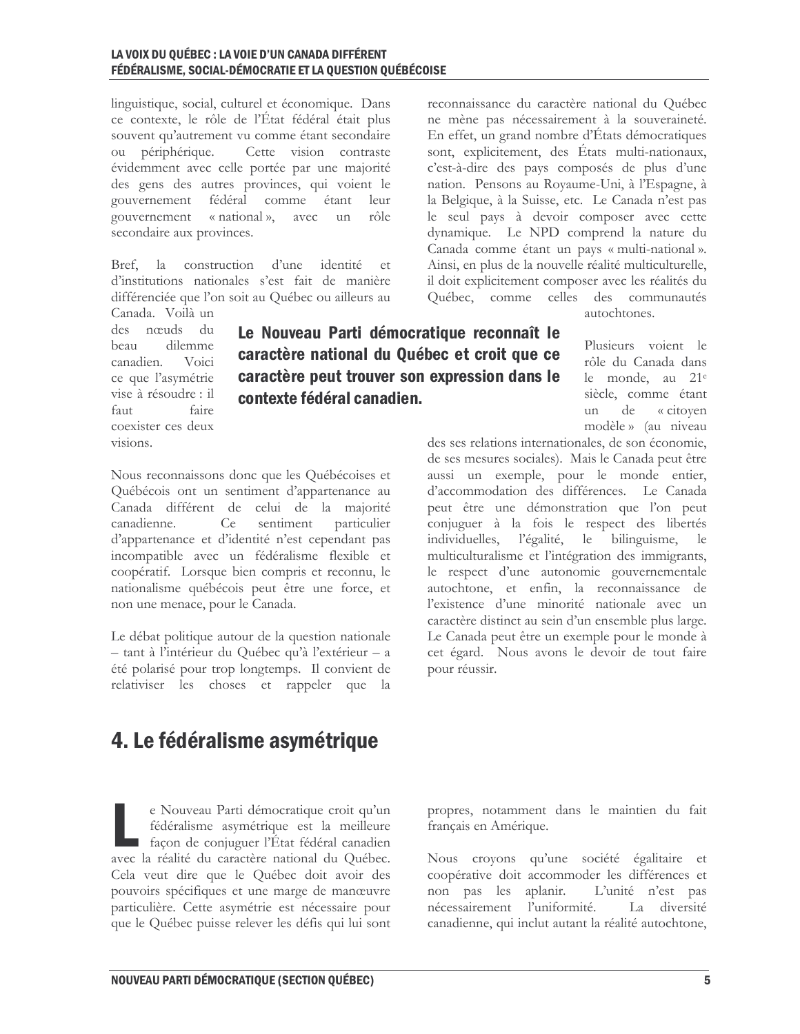linguistique, social, culturel et économique. Dans ce contexte, le rôle de l'État fédéral était plus souvent qu'autrement vu comme étant secondaire ou périphérique. Cette vision contraste évidemment avec celle portée par une majorité des gens des autres provinces, qui voient le gouvernement fédéral comme étant leur gouvernement « national », avec un rôle secondaire aux provinces.

Bref, la construction d'une identité et d'institutions nationales s'est fait de manière différenciée que l'on soit au Québec ou ailleurs au Canada. Voilà un des nœuds du beau dilemme canadien. Voici ce que l'asymétrie vise à résoudre : il faut faire coexister ces deux visions.

**Le Nouveau Parti démocratique reconnaît le caractère national du Québec et croit que ce caractère peut trouver son expression dans le contexte fédéral canadien.**

Nous reconnaissons donc que les Québécoises et Québécois ont un sentiment d'appartenance au Canada différent de celui de la majorité canadienne. Ce sentiment particulier d'appartenance et d'identité n'est cependant pas incompatible avec un fédéralisme flexible et coopératif. Lorsque bien compris et reconnu, le nationalisme québécois peut être une force, et non une menace, pour le Canada.

Le débat politique autour de la question nationale – tant à l'intérieur du Québec qu'à l'extérieur – a été polarisé pour trop longtemps. Il convient de relativiser les choses et rappeler que la reconnaissance du caractère national du Québec ne mène pas nécessairement à la souveraineté. En effet, un grand nombre d'États démocratiques sont, explicitement, des États multi-nationaux, c'est-à-dire des pays composés de plus d'une nation. Pensons au Royaume-Uni, à l'Espagne, à la Belgique, à la Suisse, etc. Le Canada n'est pas le seul pays à devoir composer avec cette dynamique. Le NPD comprend la nature du Canada comme étant un pays « multi-national ». Ainsi, en plus de la nouvelle réalité multiculturelle, il doit explicitement composer avec les réalités du Québec, comme celles des communautés autochtones.

Plusieurs voient le rôle du Canada dans le monde, au 21e siècle, comme étant un de « citoyen modèle » (au niveau des ses relations internationales, de son économie, de ses mesures sociales). Mais le Canada peut être aussi un exemple, pour le monde entier, d'accommodation des différences. Le Canada peut être une démonstration que l'on peut conjuguer à la fois le respect des libertés individuelles, l'égalité, le bilinguisme, le multiculturalisme et l'intégration des immigrants, le respect d'une autonomie gouvernementale autochtone, et enfin, la reconnaissance de l'existence d'une minorité nationale avec un caractère distinct au sein d'un ensemble plus large. Le Canada peut être un exemple pour le monde à cet égard. Nous avons le devoir de tout faire pour réussir.

## 4. Le fédéralisme asymétrique

Le Nouveau Parti démocratique croit qu'un fédéralisme asymétrique est la meilleure façon de conjuguer l'État fédéral canadien avec la réalité du caractère national du Québec. Cela veut dire que le Québec doit avoir des pouvoirs spécifiques et une marge de manœuvre particulière. Cette asymétrie est nécessaire pour que le Québec puisse relever les défis qui lui sont propres, notamment dans le maintien du fait français en Amérique.

Nous croyons qu'une société égalitaire et coopérative doit accommoder les différences et non pas les aplanir. L'unité n'est pas nécessairement l'uniformité. La diversité canadienne, qui inclut autant la réalité autochtone,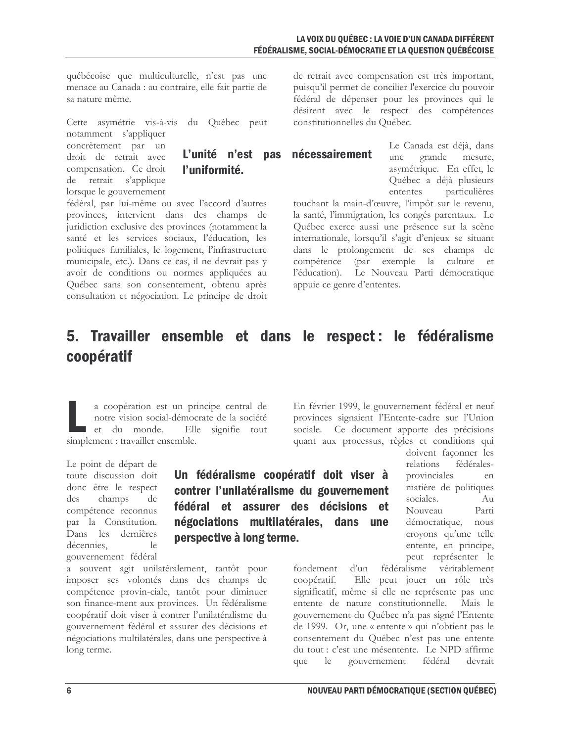québécoise que multiculturelle, n'est pas une menace au Canada : au contraire, elle fait partie de sa nature même.

Cette asymétrie vis-à-vis du Québec peut notamment s'appliquer concrètement par un droit de retrait avec compensation. Ce droit de retrait s'applique lorsque le gouvernement fédéral, par lui-même ou avec l'accord d'autres provinces, intervient dans des champs de juridiction exclusive des provinces (notamment la santé et les services sociaux, l'éducation, les politiques familiales, le logement, l'infrastructure municipale, etc.). Dans ce cas, il ne devrait pas y avoir de conditions ou normes appliquées au Québec sans son consentement, obtenu après consultation et négociation. Le principe de droit de retrait avec compensation est très important, puisqu'il permet de concilier l'exercice du pouvoir fédéral de dépenser pour les provinces qui le désirent avec le respect des compétences constitutionnelles du Québec.

**L'unité n'est pas nécessairement l'uniformité.**

Le Canada est déjà, dans une grande mesure, asymétrique. En effet, le Québec a déjà plusieurs ententes particulières touchant la main-d'œuvre, l'impôt sur le revenu, la santé, l'immigration, les congés parentaux. Le Québec exerce aussi une présence sur la scène internationale, lorsqu'il s'agit d'enjeux se situant dans le prolongement de ses champs de compétence (par exemple la culture et l'éducation). Le Nouveau Parti démocratique appuie ce genre d'ententes.

## 5. Travailler ensemble et dans le respect : le fédéralisme coopératif

La coopération est un principe central de notre vision social-démocrate de la société et du monde. Elle signifie tout simplement : travailler ensemble.

Le point de départ de toute discussion doit donc être le respect des champs de compétence reconnus par la Constitution. Dans les dernières décennies, le gouvernement fédéral a souvent agit unilatéralement, tantôt pour imposer ses volontés dans des champs de compétence provin-ciale, tantôt pour diminuer son finance-ment aux provinces. Un fédéralisme coopératif doit viser à contrer l'unilatéralisme du gouvernement fédéral et assurer des décisions et négociations multilatérales, dans une perspective à long terme.

**Un fédéralisme coopératif doit viser à contrer l'unilatéralisme du gouvernement fédéral et assurer des décisions et négociations multilatérales, dans une perspective à long terme.**

En février 1999, le gouvernement fédéral et neuf provinces signaient l'Entente-cadre sur l'Union sociale. Ce document apporte des précisions quant aux processus, règles et conditions qui doivent façonner les relations fédérales-provinciales en matière de politiques sociales. Au Nouveau Parti démocratique, nous croyons qu'une telle entente, en principe, peut représenter le fondement d'un fédéralisme véritablement coopératif. Elle peut jouer un rôle très significatif, même si elle ne représente pas une entente de nature constitutionnelle. Mais le gouvernement du Québec n'a pas signé l'Entente de 1999. Or, une « entente » qui n'obtient pas le consentement du Québec n'est pas une entente du tout : c'est une mésentente. Le NPD affirme que le gouvernement fédéral devrait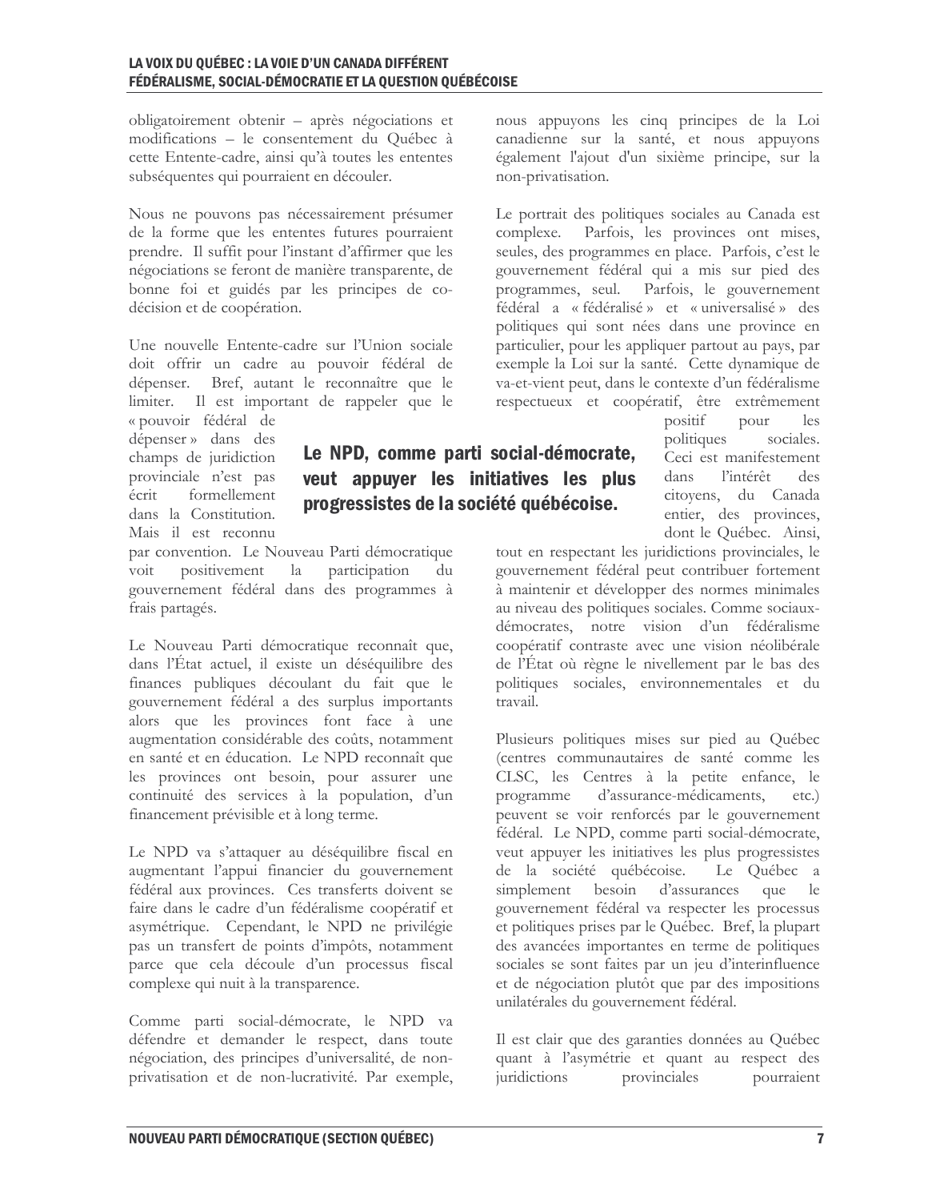obligatoirement obtenir – après négociations et modifications – le consentement du Québec à cette Entente-cadre, ainsi qu'à toutes les ententes subséquentes qui pourraient en découler.

Nous ne pouvons pas nécessairement présumer de la forme que les ententes futures pourraient prendre. Il suffit pour l'instant d'affirmer que les négociations se feront de manière transparente, de bonne foi et guidés par les principes de co-décision et de coopération.

Une nouvelle Entente-cadre sur l'Union sociale doit offrir un cadre au pouvoir fédéral de dépenser. Bref, autant le reconnaître que le limiter. Il est important de rappeler que le « pouvoir fédéral de dépenser » dans des champs de juridiction provinciale n'est pas écrit formellement dans la Constitution. Mais il est reconnu par convention. Le Nouveau Parti démocratique voit positivement la participation du gouvernement fédéral dans des programmes à frais partagés.

Le Nouveau Parti démocratique reconnaît que, dans l'État actuel, il existe un déséquilibre des finances publiques découlant du fait que le gouvernement fédéral a des surplus importants alors que les provinces font face à une augmentation considérable des coûts, notamment en santé et en éducation. Le NPD reconnaît que les provinces ont besoin, pour assurer une continuité des services à la population, d'un financement prévisible et à long terme.

Le NPD va s'attaquer au déséquilibre fiscal en augmentant l'appui financier du gouvernement fédéral aux provinces. Ces transferts doivent se faire dans le cadre d'un fédéralisme coopératif et asymétrique. Cependant, le NPD ne privilégie pas un transfert de points d'impôts, notamment parce que cela découle d'un processus fiscal complexe qui nuit à la transparence.

Comme parti social-démocrate, le NPD va défendre et demander le respect, dans toute négociation, des principes d'universalité, de non-privatisation et de non-lucrativité. Par exemple, nous appuyons les cinq principes de la Loi canadienne sur la santé, et nous appuyons également l'ajout d'un sixième principe, sur la non-privatisation.

Le portrait des politiques sociales au Canada est complexe. Parfois, les provinces ont mises, seules, des programmes en place. Parfois, c'est le gouvernement fédéral qui a mis sur pied des programmes, seul. Parfois, le gouvernement fédéral a « fédéralisé » et « universalisé » des politiques qui sont nées dans une province en particulier, pour les appliquer partout au pays, par exemple la Loi sur la santé. Cette dynamique de va-et-vient peut, dans le contexte d'un fédéralisme respectueux et coopératif, être extrêmement positif pour les politiques sociales. Ceci est manifestement dans l'intérêt des citoyens, du Canada entier, des provinces, dont le Québec. Ainsi, tout en respectant les juridictions provinciales, le gouvernement fédéral peut contribuer fortement à maintenir et développer des normes minimales au niveau des politiques sociales. Comme sociaux-démocrates, notre vision d'un fédéralisme coopératif contraste avec une vision néolibérale de l'État où règne le nivellement par le bas des politiques sociales, environnementales et du travail.

> **Le NPD, comme parti social-démocrate, veut appuyer les initiatives les plus progressistes de la société québécoise.**

Plusieurs politiques mises sur pied au Québec (centres communautaires de santé comme les CLSC, les Centres à la petite enfance, le programme d'assurance-médicaments, etc.) peuvent se voir renforcés par le gouvernement fédéral. Le NPD, comme parti social-démocrate, veut appuyer les initiatives les plus progressistes de la société québécoise. Le Québec a simplement besoin d'assurances que le gouvernement fédéral va respecter les processus et politiques prises par le Québec. Bref, la plupart des avancées importantes en terme de politiques sociales se sont faites par un jeu d'interinfluence et de négociation plutôt que par des impositions unilatérales du gouvernement fédéral.

Il est clair que des garanties données au Québec quant à l'asymétrie et quant au respect des juridictions provinciales pourraient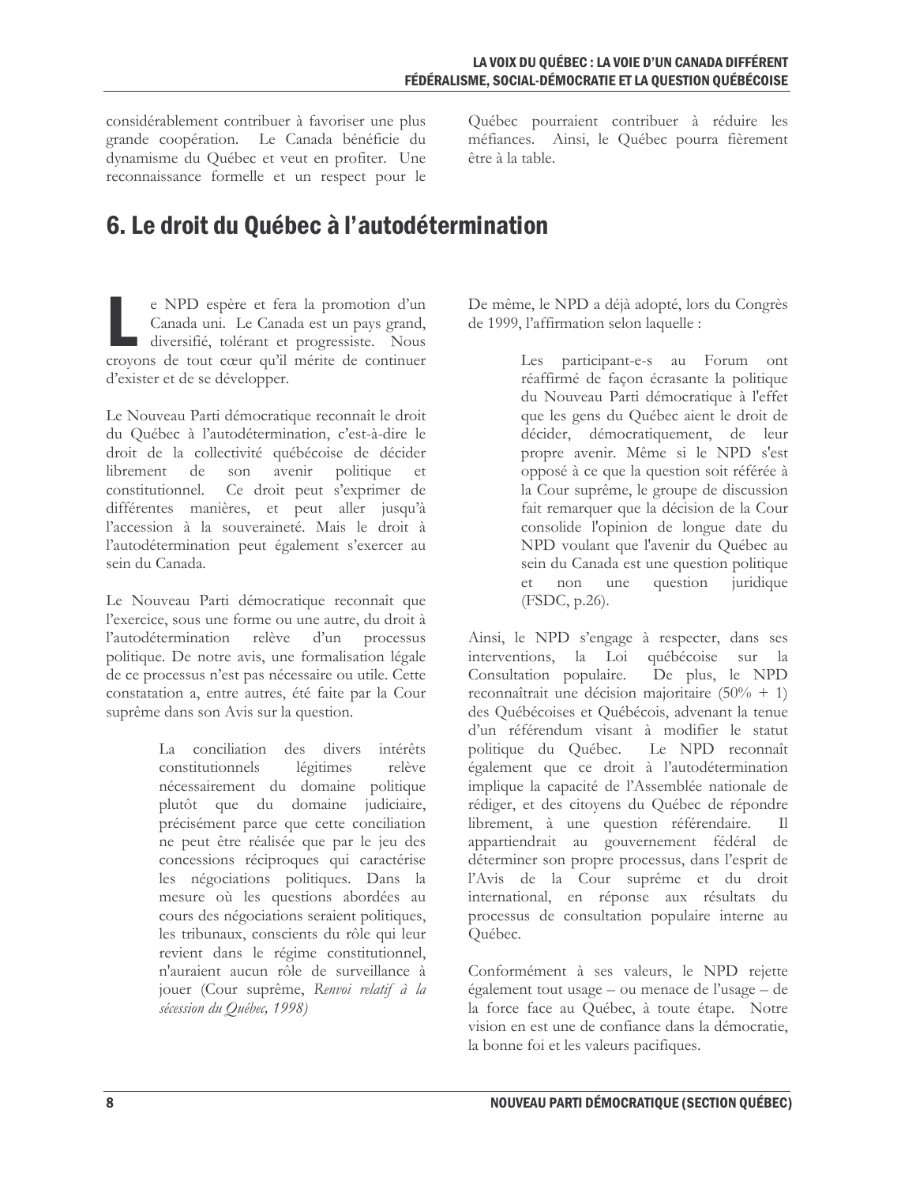considérablement contribuer à favoriser une plus grande coopération. Le Canada bénéficie du dynamisme du Québec et veut en profiter. Une reconnaissance formelle et un respect pour le Québec pourraient contribuer à réduire les méfiances. Ainsi, le Québec pourra fièrement être à la table.

## 6. Le droit du Québec à l'autodétermination

Le NPD espère et fera la promotion d'un Canada uni. Le Canada est un pays grand, diversifié, tolérant et progressiste. Nous croyons de tout cœur qu'il mérite de continuer d'exister et de se développer.

Le Nouveau Parti démocratique reconnaît le droit du Québec à l'autodétermination, c'est-à-dire le droit de la collectivité québécoise de décider librement de son avenir politique et constitutionnel. Ce droit peut s'exprimer de différentes manières, et peut aller jusqu'à l'accession à la souveraineté. Mais le droit à l'autodétermination peut également s'exercer au sein du Canada.

Le Nouveau Parti démocratique reconnaît que l'exercice, sous une forme ou une autre, du droit à l'autodétermination relève d'un processus politique. De notre avis, une formalisation légale de ce processus n'est pas nécessaire ou utile. Cette constatation a, entre autres, été faite par la Cour suprême dans son Avis sur la question.

> La conciliation des divers intérêts constitutionnels légitimes relève nécessairement du domaine politique plutôt que du domaine judiciaire, précisément parce que cette conciliation ne peut être réalisée que par le jeu des concessions réciproques qui caractérise les négociations politiques. Dans la mesure où les questions abordées au cours des négociations seraient politiques, les tribunaux, conscients du rôle qui leur revient dans le régime constitutionnel, n'auraient aucun rôle de surveillance à jouer (Cour suprême, *Renvoi relatif à la sécession du Québec, 1998)*

De même, le NPD a déjà adopté, lors du Congrès de 1999, l'affirmation selon laquelle :

> Les participant-e-s au Forum ont réaffirmé de façon écrasante la politique du Nouveau Parti démocratique à l'effet que les gens du Québec aient le droit de décider, démocratiquement, de leur propre avenir. Même si le NPD s'est opposé à ce que la question soit référée à la Cour suprême, le groupe de discussion fait remarquer que la décision de la Cour consolide l'opinion de longue date du NPD voulant que l'avenir du Québec au sein du Canada est une question politique et non une question juridique (FSDC, p.26).

Ainsi, le NPD s'engage à respecter, dans ses interventions, la Loi québécoise sur la Consultation populaire. De plus, le NPD reconnaîtrait une décision majoritaire (50% + 1) des Québécoises et Québécois, advenant la tenue d'un référendum visant à modifier le statut politique du Québec. Le NPD reconnaît également que ce droit à l'autodétermination implique la capacité de l'Assemblée nationale de rédiger, et des citoyens du Québec de répondre librement, à une question référendaire. Il appartiendrait au gouvernement fédéral de déterminer son propre processus, dans l'esprit de l'Avis de la Cour suprême et du droit international, en réponse aux résultats du processus de consultation populaire interne au Québec.

Conformément à ses valeurs, le NPD rejette également tout usage – ou menace de l'usage – de la force face au Québec, à toute étape. Notre vision en est une de confiance dans la démocratie, la bonne foi et les valeurs pacifiques.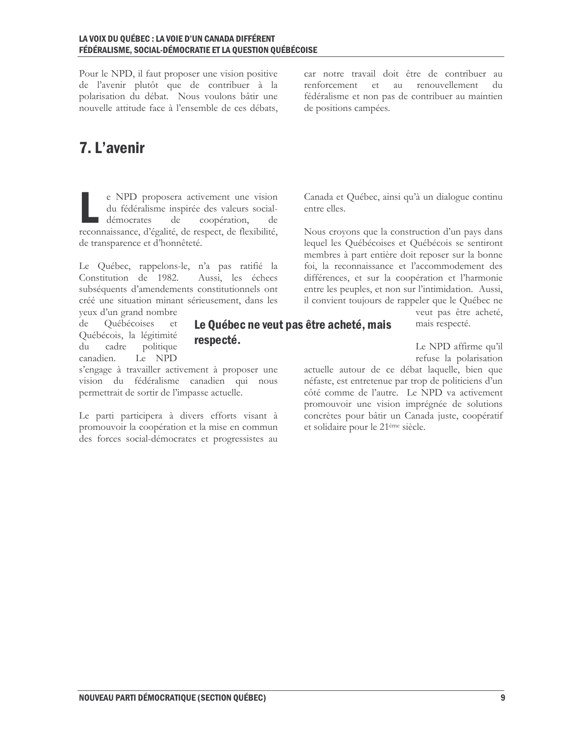Pour le NPD, il faut proposer une vision positive de l'avenir plutôt que de contribuer à la polarisation du débat. Nous voulons bâtir une nouvelle attitude face à l'ensemble de ces débats, car notre travail doit être de contribuer au renforcement et au renouvellement du fédéralisme et non pas de contribuer au maintien de positions campées.

## 7. L'avenir

Le NPD proposera activement une vision du fédéralisme inspirée des valeurs social-démocrates de coopération, de reconnaissance, d'égalité, de respect, de flexibilité, de transparence et d'honnêteté.

Le Québec, rappelons-le, n'a pas ratifié la Constitution de 1982. Aussi, les échecs subséquents d'amendements constitutionnels ont créé une situation minant sérieusement, dans les yeux d'un grand nombre de Québécoises et Québécois, la légitimité du cadre politique canadien. Le NPD s'engage à travailler activement à proposer une vision du fédéralisme canadien qui nous permettrait de sortir de l'impasse actuelle.

**Le Québec ne veut pas être acheté, mais respecté.**

Le parti participera à divers efforts visant à promouvoir la coopération et la mise en commun des forces social-démocrates et progressistes au Canada et Québec, ainsi qu'à un dialogue continu entre elles.

Nous croyons que la construction d'un pays dans lequel les Québécoises et Québécois se sentiront membres à part entière doit reposer sur la bonne foi, la reconnaissance et l'accommodement des différences, et sur la coopération et l'harmonie entre les peuples, et non sur l'intimidation. Aussi, il convient toujours de rappeler que le Québec ne veut pas être acheté, mais respecté.

Le NPD affirme qu'il refuse la polarisation actuelle autour de ce débat laquelle, bien que néfaste, est entretenue par trop de politiciens d'un côté comme de l'autre. Le NPD va activement promouvoir une vision imprégnée de solutions concrètes pour bâtir un Canada juste, coopératif et solidaire pour le 21ème siècle.